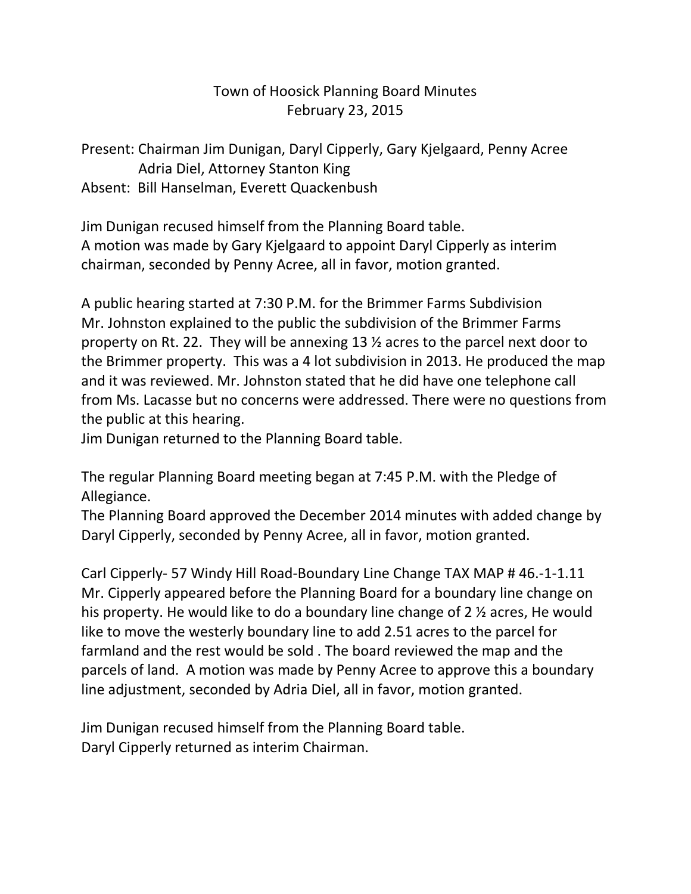# Town of Hoosick Planning Board Minutes
## February 23, 2015

Present: Chairman Jim Dunigan, Daryl Cipperly, Gary Kjelgaard, Penny Acree
Adria Diel, Attorney Stanton King
Absent: Bill Hanselman, Everett Quackenbush

Jim Dunigan recused himself from the Planning Board table.
A motion was made by Gary Kjelgaard to appoint Daryl Cipperly as interim chairman, seconded by Penny Acree, all in favor, motion granted.

A public hearing started at 7:30 P.M. for the Brimmer Farms Subdivision
Mr. Johnston explained to the public the subdivision of the Brimmer Farms property on Rt. 22. They will be annexing 13 ½ acres to the parcel next door to the Brimmer property. This was a 4 lot subdivision in 2013. He produced the map and it was reviewed. Mr. Johnston stated that he did have one telephone call from Ms. Lacasse but no concerns were addressed. There were no questions from the public at this hearing.
Jim Dunigan returned to the Planning Board table.

The regular Planning Board meeting began at 7:45 P.M. with the Pledge of Allegiance.
The Planning Board approved the December 2014 minutes with added change by Daryl Cipperly, seconded by Penny Acree, all in favor, motion granted.

Carl Cipperly- 57 Windy Hill Road-Boundary Line Change TAX MAP # 46.-1-1.11
Mr. Cipperly appeared before the Planning Board for a boundary line change on his property. He would like to do a boundary line change of 2 ½ acres, He would like to move the westerly boundary line to add 2.51 acres to the parcel for farmland and the rest would be sold . The board reviewed the map and the parcels of land. A motion was made by Penny Acree to approve this a boundary line adjustment, seconded by Adria Diel, all in favor, motion granted.

Jim Dunigan recused himself from the Planning Board table.
Daryl Cipperly returned as interim Chairman.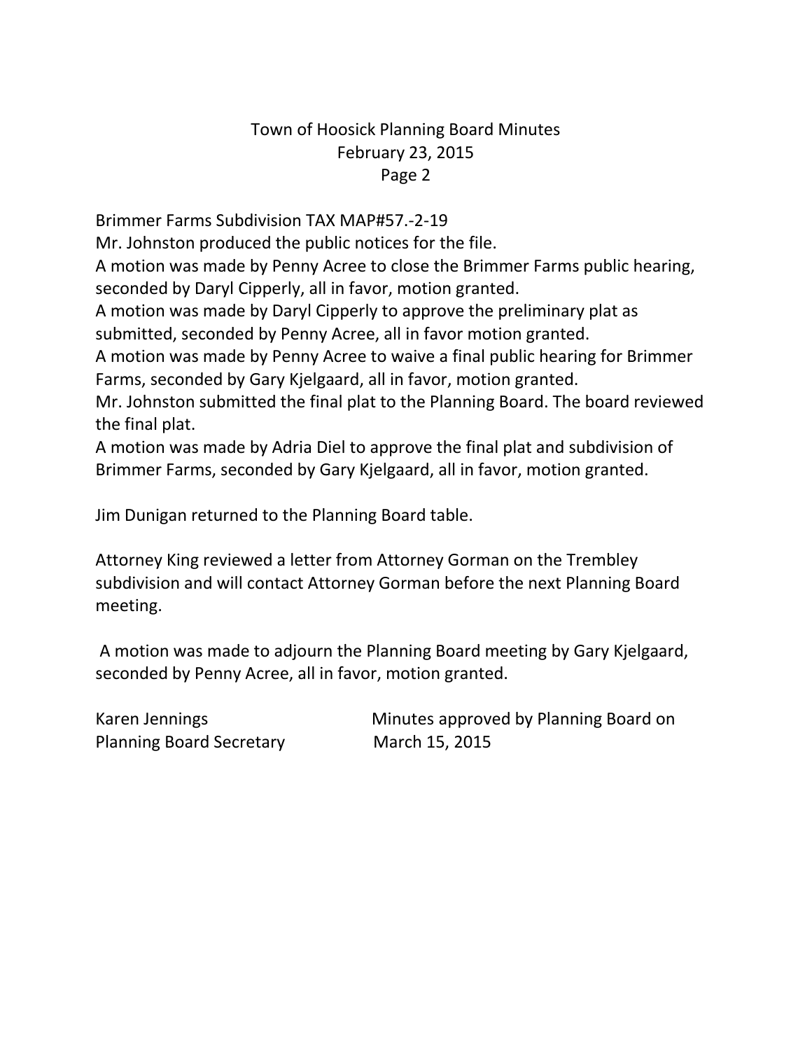Brimmer Farms Subdivision TAX MAP#57.-2-19

Mr. Johnston produced the public notices for the file.

A motion was made by Penny Acree to close the Brimmer Farms public hearing, seconded by Daryl Cipperly, all in favor, motion granted.

A motion was made by Daryl Cipperly to approve the preliminary plat as submitted, seconded by Penny Acree, all in favor motion granted.

A motion was made by Penny Acree to waive a final public hearing for Brimmer Farms, seconded by Gary Kjelgaard, all in favor, motion granted.

Mr. Johnston submitted the final plat to the Planning Board. The board reviewed the final plat.

A motion was made by Adria Diel to approve the final plat and subdivision of Brimmer Farms, seconded by Gary Kjelgaard, all in favor, motion granted.

Jim Dunigan returned to the Planning Board table.

Attorney King reviewed a letter from Attorney Gorman on the Trembley subdivision and will contact Attorney Gorman before the next Planning Board meeting.

A motion was made to adjourn the Planning Board meeting by Gary Kjelgaard, seconded by Penny Acree, all in favor, motion granted.

Karen Jennings
Planning Board Secretary

Minutes approved by Planning Board on
March 15, 2015